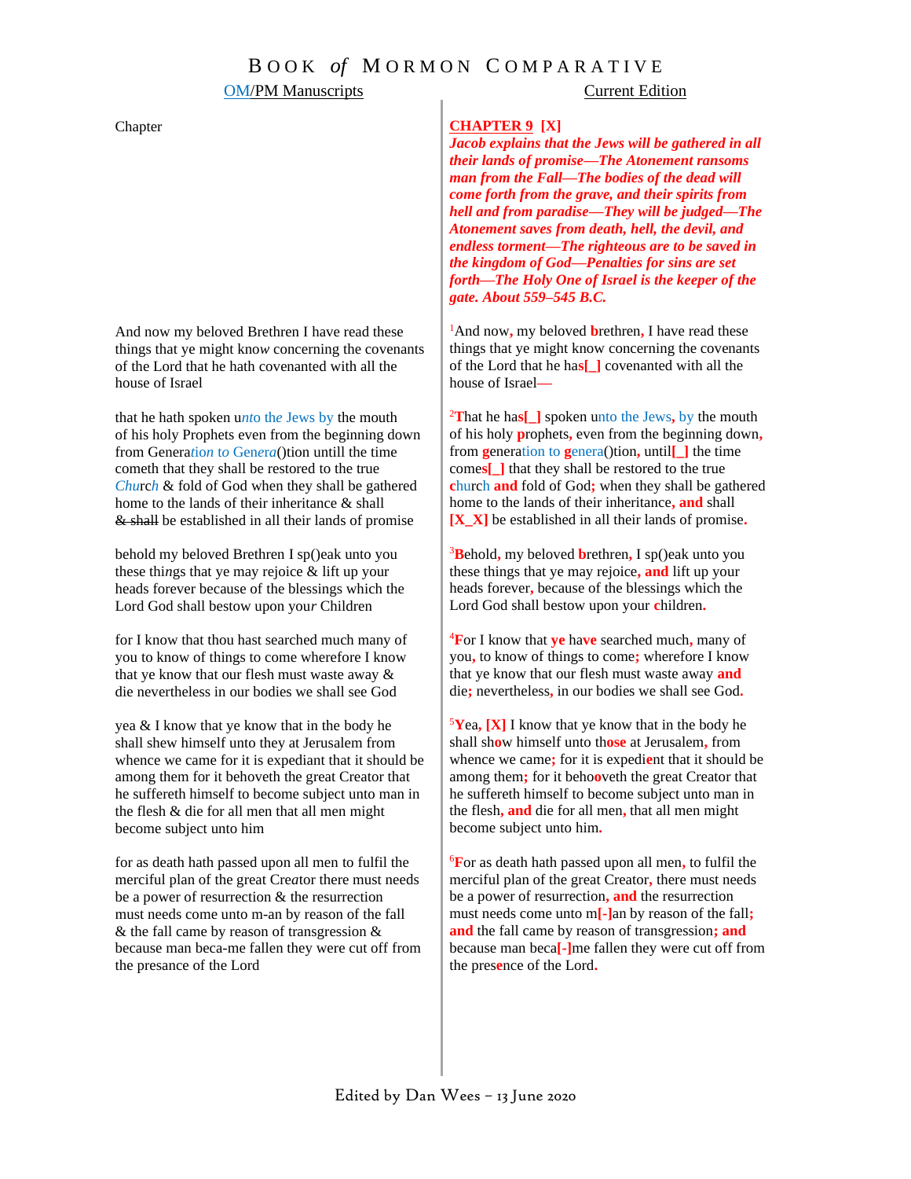# BOOK *of* MORMON COMPARATIVE

| OM/PM Manuscripts | Current Edition |
|---|---|
| Chapter | **CHAPTER 9 [X]** *Jacob explains that the Jews will be gathered in all their lands of promise—The Atonement ransoms man from the Fall—The bodies of the dead will come forth from the grave, and their spirits from hell and from paradise—They will be judged—The Atonement saves from death, hell, the devil, and endless torment—The righteous are to be saved in the kingdom of God—Penalties for sins are set forth—The Holy One of Israel is the keeper of the gate. About 559–545 B.C.* |
| And now my beloved Brethren I have read these things that ye might know concerning the covenants of the Lord that he hath covenanted with all the house of Israel | [1]And now, my beloved brethren, I have read these things that ye might know concerning the covenants of the Lord that he has[_] covenanted with all the house of Israel— |
| that he hath spoken u*nto* th*e* Jews by the mouth of his holy Prophets even from the beginning down from Genera*tion to* Gene*ra*()tion untill the time cometh that they shall be restored to the true *Chu*rc*h* & fold of God when they shall be gathered home to the lands of their inheritance & shall ~~& shall~~ be established in all their lands of promise | [2]That he has[_] spoken unto the Jews, by the mouth of his holy prophets, even from the beginning down, from generation to genera()tion, until[_] the time comes[_] that they shall be restored to the true church and fold of God; when they shall be gathered home to the lands of their inheritance, and shall [X_X] be established in all their lands of promise. |
| behold my beloved Brethren I sp()eak unto you these thi*n*gs that ye may rejoice & lift up your heads forever because of the blessings which the Lord God shall bestow upon you*r* Children | [3]Behold, my beloved brethren, I sp()eak unto you these things that ye may rejoice, and lift up your heads forever, because of the blessings which the Lord God shall bestow upon your children. |
| for I know that thou hast searched much many of you to know of things to come wherefore I know that ye know that our flesh must waste away & die nevertheless in our bodies we shall see God | [4]For I know that ye have searched much, many of you, to know of things to come; wherefore I know that ye know that our flesh must waste away and die; nevertheless, in our bodies we shall see God. |
| yea & I know that ye know that in the body he shall shew himself unto they at Jerusalem from whence we came for it is expediant that it should be among them for it behoveth the great Creator that he suffereth himself to become subject unto man in the flesh & die for all men that all men might become subject unto him | [5]Yea, [X] I know that ye know that in the body he shall show himself unto those at Jerusalem, from whence we came; for it is expedient that it should be among them; for it behooveth the great Creator that he suffereth himself to become subject unto man in the flesh, and die for all men, that all men might become subject unto him. |
| for as death hath passed upon all men to fulfil the merciful plan of the great Cre*a*tor there must needs be a power of resurrection & the resurrection must needs come unto m-an by reason of the fall & the fall came by reason of transgression & because man beca-me fallen they were cut off from the presance of the Lord | [6]For as death hath passed upon all men, to fulfil the merciful plan of the great Creator, there must needs be a power of resurrection, and the resurrection must needs come unto m[-]an by reason of the fall; and the fall came by reason of transgression; and because man beca[-]me fallen they were cut off from the presence of the Lord. |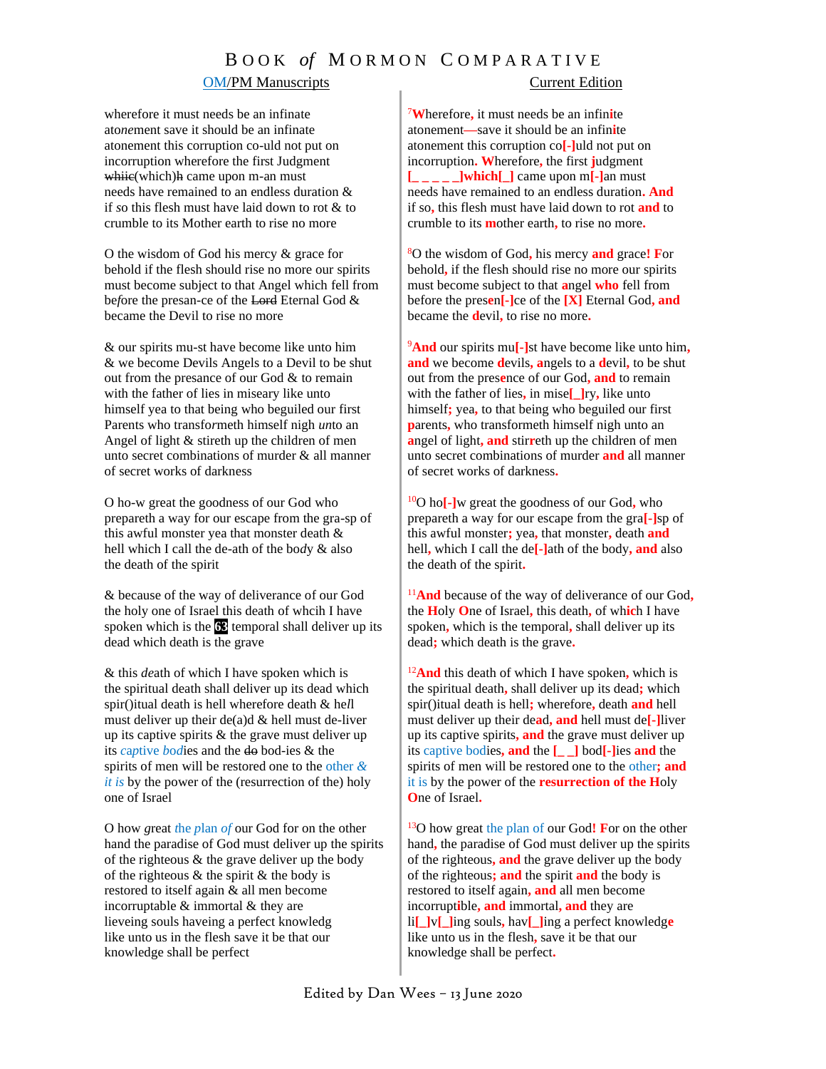# BOOK *of* MORMON COMPARATIVE

| OM/PM Manuscripts | Current Edition |
|---|---|
| wherefore it must needs be an infinate ato*ne*ment save it should be an infinate atonement this corruption co-uld not put on incorruption wherefore the first Judgment ~~whiic~~(which)~~h~~ came upon m-an must needs have remained to an endless duration & if *so* this flesh must have laid down to rot & to crumble to its Mother earth to rise no more | [7]**W**herefore**,** it must needs be an infin**i**te atonement**—**save it should be an infin**i**te atonement this corruption co**[-]**uld not put on incorruption**.** **W**herefore**,** the first **j**udgment **[_ _ _ _ _]which[_]** came upon m**[-]**an must needs have remained to an endless duration**.** **And** if so**,** this flesh must have laid down to rot **and** to crumble to its **m**other earth**,** to rise no more**.** |
| O the wisdom of God his mercy & grace for behold if the flesh should rise no more our spirits must become subject to that Angel which fell from be*f*ore the presan-ce of the ~~Lord~~ Eternal God & became the Devil to rise no more | [8]O the wisdom of God**,** his mercy **and** grace**!** **F**or behold**,** if the flesh should rise no more our spirits must become subject to that **a**ngel **who** fell from before the pres**e**n**[-]**ce of the **[X]** Eternal God**, and** became the **d**evil**,** to rise no more**.** |
| & our spirits mu-st have become like unto him & we become Devils Angels to a Devil to be shut out from the presance of our God & to remain with the father of lies in miseary like unto himself yea to that being who beguiled our first Parents who transfo*r*meth himself nigh *un*to an Angel of light & stireth up the children of men unto secret combinations of murder & all manner of secret works of darkness | [9]**And** our spirits mu**[-]**st have become like unto him**, and** we become **d**evils**, a**ngels to a **d**evil**,** to be shut out from the pres**e**nce of our God**, and** to remain with the father of lies**,** in mise**[_]**ry**,** like unto himself**;** yea**,** to that being who beguiled our first **p**arents**,** who transformeth himself nigh unto an **a**ngel of light**, and** stir**r**eth up the children of men unto secret combinations of murder **and** all manner of secret works of darkness**.** |
| O ho-w great the goodness of our God who prepareth a way for our escape from the gra-sp of this awful monster yea that monster death & hell which I call the de-ath of the bo*d*y & also the death of the spirit | [10]O ho**[-]**w great the goodness of our God**,** who prepareth a way for our escape from the gra**[-]**sp of this awful monster**;** yea**,** that monster**,** death **and** hell**,** which I call the de**[-]**ath of the body**, and** also the death of the spirit**.** |
| & because of the way of deliverance of our God the holy one of Israel this death of whcih I have spoken which is the 63 temporal shall deliver up its dead which death is the grave | [11]**And** because of the way of deliverance of our God**,** the **H**oly **O**ne of Israel**,** this death**,** of wh**ic**h I have spoken**,** which is the temporal**,** shall deliver up its dead**;** which death is the grave**.** |
| & this *de*ath of which I have spoken which is the spiritual death shall deliver up its dead which spir()itual death is hell wherefore death & he*l*l must deliver up their de(a)d & hell must de-liver up its captive spirits & the grave must deliver up its *captive bod*ies and the ~~do~~ bod-ies & the spirits of men will be restored one to the *other & it is* by the power of the (resurrection of the) holy one of Israel | [12]**And** this death of which I have spoken**,** which is the spiritual death**,** shall deliver up its dead**;** which spir()itual death is hell**;** wherefore**,** death **and** hell must deliver up their de**a**d**, and** hell must de**[-]**liver up its captive spirits**, and** the grave must deliver up its captive bodies**, and** the **[_ _]** bod**[-]**ies **and** the spirits of men will be restored one to the other**; and** it is by the power of the **resurrection of the H**oly **O**ne of Israel**.** |
| O how *g*reat *the plan of* our God for on the other hand the paradise of God must deliver up the spirits of the righteous & the grave deliver up the body of the righteous & the spirit & the body is restored to itself again & all men become incorruptable & immortal & they are lieveing souls haveing a perfect knowledg like unto us in the flesh save it be that our knowledge shall be perfect | [13]O how great the plan of our God**!** **F**or on the other hand**,** the paradise of God must deliver up the spirits of the righteous**, and** the grave deliver up the body of the righteous**; and** the spirit **and** the body is restored to itself again**, and** all men become incorrupt**i**ble**, and** immortal**, and** they are li**[_]**v**[_]**ing souls**,** hav**[_]**ing a perfect knowledg**e** like unto us in the flesh**,** save it be that our knowledge shall be perfect**.** |

Edited by Dan Wees – 13 June 2020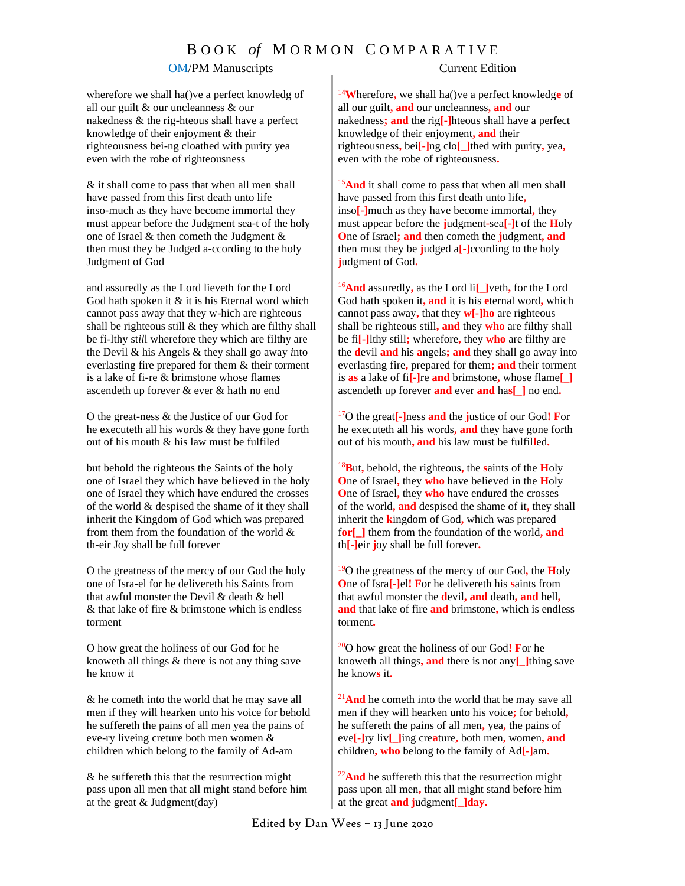# BOOK *of* MORMON COMPARATIVE

| OM/PM Manuscripts | Current Edition |
| --- | --- |
| wherefore we shall ha()ve a perfect knowledg of all our guilt & our uncleanness & our nakedness & the rig-hteous shall have a perfect knowledge of their enjoyment & their righteousness bei-ng cloathed with purity yea even with the robe of righteousness | [14]Wherefore, we shall ha()ve a perfect knowledge of all our guilt, and our uncleanness, and our nakedness; and the rig[-]hteous shall have a perfect knowledge of their enjoyment, and their righteousness, bei[-]ng clo[_]thed with purity, yea, even with the robe of righteousness. |
| & it shall come to pass that when all men shall have passed from this first death unto life inso-much as they have become immortal they must appear before the Judgment sea-t of the holy one of Israel & then cometh the Judgment & then must they be Judged a-ccording to the holy Judgment of God | [15]And it shall come to pass that when all men shall have passed from this first death unto life, inso[-]much as they have become immortal, they must appear before the judgment-sea[-]t of the Holy One of Israel; and then cometh the judgment, and then must they be judged a[-]ccording to the holy judgment of God. |
| and assuredly as the Lord lieveth for the Lord God hath spoken it & it is his Eternal word which cannot pass away that they w-hich are righteous shall be righteous still & they which are filthy shall be fi-lthy st*ill* wherefore they which are filthy are the Devil & his Angels & they shall go away *i*nto everlasting fire prepared for them & their torment is a lake of fi-re & brimstone whose flames ascendeth up forever & ever & hath no end | [16]And assuredly, as the Lord li[_]veth, for the Lord God hath spoken it, and it is his eternal word, which cannot pass away, that they w[-]ho are righteous shall be righteous still, and they who are filthy shall be fi[-]lthy still; wherefore, they who are filthy are the devil and his angels; and they shall go away into everlasting fire, prepared for them; and their torment is as a lake of fi[-]re and brimstone, whose flame[_] ascendeth up forever and ever and has[_] no end. |
| O the great-ness & the Justice of our God for he executeth all his words & they have gone forth out of his mouth & his law must be fulfiled | [17]O the great[-]ness and the justice of our God! For he executeth all his words, and they have gone forth out of his mouth, and his law must be fulfilled. |
| but behold the righteous the Saints of the holy one of Israel they which have believed in the holy one of Israel they which have endured the crosses of the world & despised the shame of it they shall inherit the Kingdom of God which was prepared from them from the foundation of the world & th-eir Joy shall be full forever | [18]But, behold, the righteous, the saints of the Holy One of Israel, they who have believed in the Holy One of Israel, they who have endured the crosses of the world, and despised the shame of it, they shall inherit the kingdom of God, which was prepared for[_] them from the foundation of the world, and th[-]eir joy shall be full forever. |
| O the greatness of the mercy of our God the holy one of Isra-el for he delivereth his Saints from that awful monster the Devil & death & hell & that lake of fire & brimstone which is endless torment | [19]O the greatness of the mercy of our God, the Holy One of Isra[-]el! For he delivereth his saints from that awful monster the devil, and death, and hell, and that lake of fire and brimstone, which is endless torment. |
| O how great the holiness of our God for he knoweth all things & there is not any thing save he know it | [20]O how great the holiness of our God! For he knoweth all things, and there is not any[_]thing save he knows it. |
| & he cometh into the world that he may save all men if they will hearken unto his voice for behold he suffereth the pains of all men yea the pains of eve-ry liveing creture both men women & children which belong to the family of Ad-am | [21]And he cometh into the world that he may save all men if they will hearken unto his voice; for behold, he suffereth the pains of all men, yea, the pains of eve[-]ry liv[_]ing creature, both men, women, and children, who belong to the family of Ad[-]am. |
| & he suffereth this that the resurrection might pass upon all men that all might stand before him at the great & Judgment(day) | [22]And he suffereth this that the resurrection might pass upon all men, that all might stand before him at the great and judgment[_]day. |

Edited by Dan Wees – 13 June 2020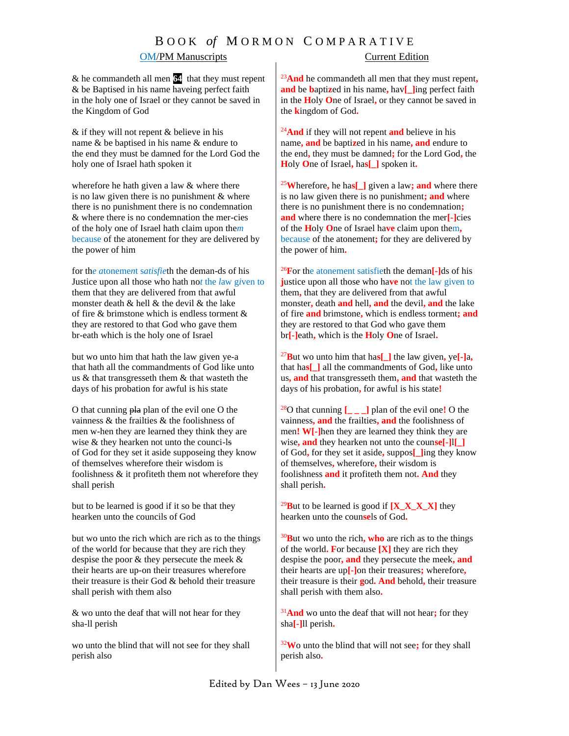# BOOK *of* MORMON COMPARATIVE

| OM/PM Manuscripts | Current Edition |
|---|---|
| & he commandeth all men **64** that they must repent & be Baptised in his name haveing perfect faith in the holy one of Israel or they cannot be saved in the Kingdom of God | 23 **And** he commandeth all men that they must repent**,** **and** be bapti**z**ed in his name**,** hav**[_]**ing perfect faith in the **H**oly **O**ne of Israel**,** or they cannot be saved in the **k**ingdom of God**.** |
| & if they will not repent & believe in his name & be baptised in his name & endure to the end they must be damned for the Lord God the holy one of Israel hath spoken it | 24 **And** if they will not repent **and** believe in his name**,** **and** be bapti**z**ed in his name**,** **and** endure to the end**,** they must be damned**;** for the Lord God**,** the **H**oly **O**ne of Israel**,** ha**s[_]** spoken it**.** |
| wherefore he hath given a law & where there is no law given there is no punishment & where there is no punishment there is no condemnation & where there is no condemnation the mer-cies of the holy one of Israel hath claim upon the*m* because of the atonement for they are delivered by the power of him | 25 **W**herefore**,** he ha**s[_]** given a law**;** **and** where there is no law given there is no punishment**;** **and** where there is no punishment there is no condemnation**;** **and** where there is no condemnation the mer**[-]**cies of the **H**oly **O**ne of Israel ha**ve** claim upon them**,** because of the atonement**;** for they are delivered by the power of him**.** |
| for th*e atonement satisfie*th the deman-ds of his Justice upon all those who hath no*t the law given to* them that they are delivered from that awful monster death & hell & the devil & the lake of fire & brimstone which is endless torment & they are restored to that God who gave them br-eath which is the holy one of Israel | 26 **F**or the atonement satisfieth the deman**[-]**ds of his **j**ustice upon all those who ha**ve** not the law given to them**,** that they are delivered from that awful monster**,** death **and** hell**,** **and** the devil**,** **and** the lake of fire **and** brimstone**,** which is endless torment**;** **and** they are restored to that God who gave them br**[-]**eath**,** which is the **H**oly **O**ne of Israel**.** |
| but wo unto him that hath the law given ye-a that hath all the commandments of God like unto us & that transgresseth them & that wasteth the days of his probation for awful is his state | 27 **B**ut wo unto him that ha**s[_]** the law given**,** ye**[-]**a**,** that ha**s[_]** all the commandments of God**,** like unto us**,** **and** that transgresseth them**,** **and** that wasteth the days of his probation**,** for awful is his state**!** |
| O that cunning ~~pla~~ plan of the evil one O the *v*ainness & the frailties & the foolishness of men w-hen they are learned they think they are wise & they hearken not unto the counci-~~ls~~ of God for they set it aside supposeing they know of themselves wherefore their wisdom is foolishness & it profiteth them not wherefore they shall perish | 28 O that cunning **[_ _ _]** plan of the evil one**!** O the vainness**,** **and** the frailties**,** **and** the foolishness of men**!** **W[-]**hen they are learned they think they are wise**,** **and** they hearken not unto the coun**se[-]**l**[_]** of God**,** for they set it aside**,** suppos**[_]**ing they know of themselves**,** wherefore**,** their wisdom is foolishness **and** it profiteth them not**.** **And** they shall perish**.** |
| but to be learned is good if it so be that they hearken unto the councils of God | 29 **B**ut to be learned is good if **[X_X_X_X]** they hearken unto the coun**se**ls of God**.** |
| but wo unto the rich which are rich as to the things of the world for because that they are rich they despise the poor & they persecute the meek & their hearts are up-on their treasures wherefore their treasure is their God & behold their treasure shall perish with them also | 30 **B**ut wo unto the rich**,** **who** are rich as to the things of the world**.** **F**or because **[X]** they are rich they despise the poor**,** **and** they persecute the meek**,** **and** their hearts are up**[-]**on their treasures**;** wherefore**,** their treasure is their **g**od**.** **And** behold**,** their treasure shall perish with them also**.** |
| & wo unto the deaf that will not hear for they sha-ll perish | 31 **And** wo unto the deaf that will not hear**;** for they sha**[-]**ll perish**.** |
| wo unto the blind that will not see for they shall perish also | 32 **W**o unto the blind that will not see**;** for they shall perish also**.** |

Edited by Dan Wees – 13 June 2020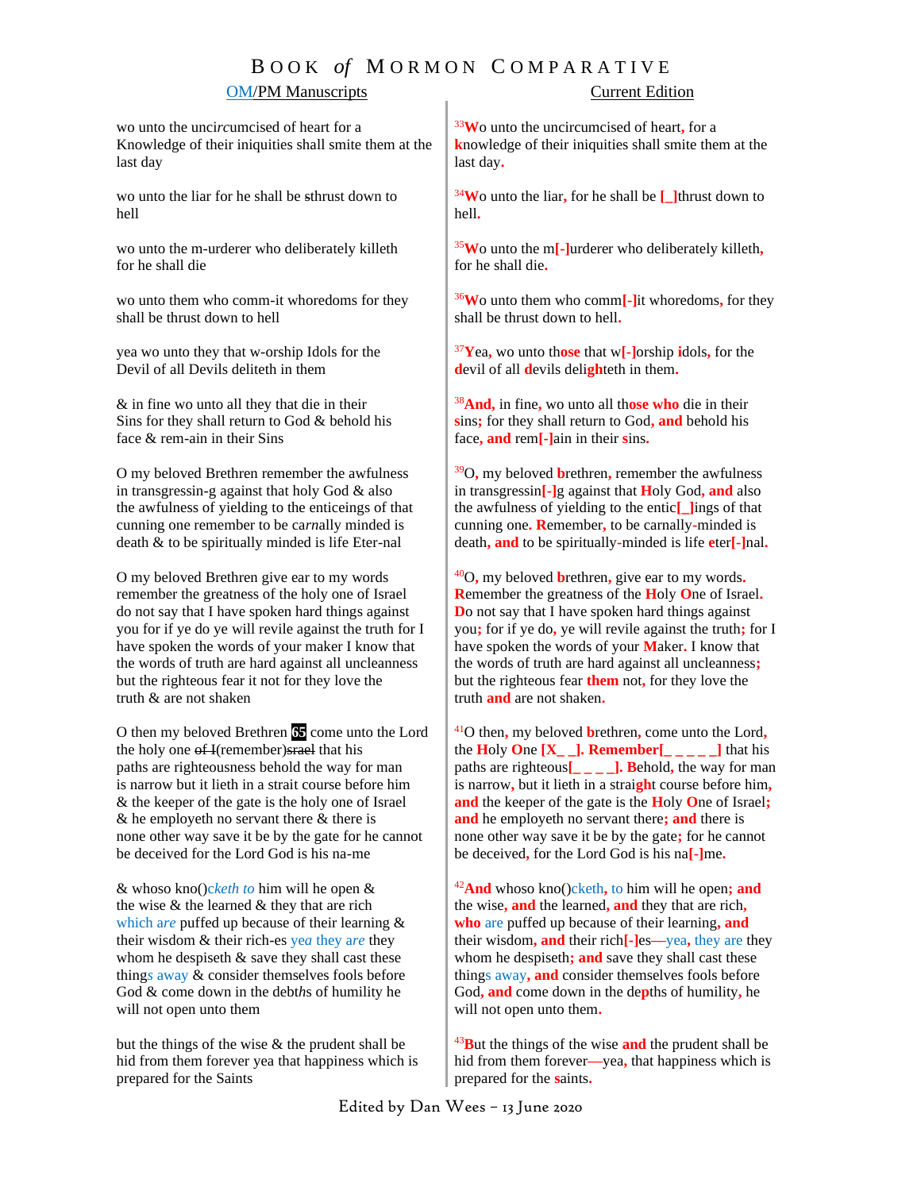# Book *of* Mormon Comparative

| OM/PM Manuscripts | Current Edition |
|---|---|
| wo unto the unci*r*cumcised of heart for a Knowledge of their iniquities shall smite them at the last day | [33]Wo unto the uncircumcised of heart, for a knowledge of their iniquities shall smite them at the last day. |
| wo unto the liar for he shall be ~~s~~thrust down to hell | [34]Wo unto the liar, for he shall be [_]thrust down to hell. |
| wo unto the m-urderer who deliberately killeth for he shall die | [35]Wo unto the m[-]urderer who deliberately killeth, for he shall die. |
| wo unto them who comm-it whoredoms for they shall be thrust down to hell | [36]Wo unto them who comm[-]it whoredoms, for they shall be thrust down to hell. |
| yea wo unto they that w-orship Idols for the Devil of all Devils deliteth in them | [37]Yea, wo unto those that w[-]orship idols, for the devil of all devils delighteth in them. |
| & in fine wo unto all they that die in their Sins for they shall return to God & behold his face & rem-ain in their Sins | [38]And, in fine, wo unto all those who die in their sins; for they shall return to God, and behold his face, and rem[-]ain in their sins. |
| O my beloved Brethren remember the awfulness in transgressin-g against that holy God & also the awfulness of yielding to the enticeings of that cunning one remember to be ca*r*nally minded is death & to be spiritually minded is life Eter-nal | [39]O, my beloved brethren, remember the awfulness in transgressin[-]g against that Holy God, and also the awfulness of yielding to the entic[_]ings of that cunning one. Remember, to be carnally-minded is death, and to be spiritually-minded is life eter[-]nal. |
| O my beloved Brethren give ear to my words remember the greatness of the holy one of Israel do not say that I have spoken hard things against you for if ye do ye will revile against the truth for I have spoken the words of your maker I know that the words of truth are hard against all uncleanness but the righteous fear it not for they love the truth & are not shaken | [40]O, my beloved brethren, give ear to my words. Remember the greatness of the Holy One of Israel. Do not say that I have spoken hard things against you; for if ye do, ye will revile against the truth; for I have spoken the words of your Maker. I know that the words of truth are hard against all uncleanness; but the righteous fear them not, for they love the truth and are not shaken. |
| O then my beloved Brethren **65** come unto the Lord the holy one ~~of I~~(remember)~~srael~~ that his paths are righteousness behold the way for man is narrow but it lieth in a strait course before him & the keeper of the gate is the holy one of Israel & he employeth no servant there & there is none other way save it be by the gate for he cannot be deceived for the Lord God is his na-me | [41]O then, my beloved brethren, come unto the Lord, the Holy One [X_ _]. Remember[_ _ _ _ _] that his paths are righteous[_ _ _ _]. Behold, the way for man is narrow, but it lieth in a straight course before him, and the keeper of the gate is the Holy One of Israel; and he employeth no servant there; and there is none other way save it be by the gate; for he cannot be deceived, for the Lord God is his na[-]me. |
| & whoso kno()*cketh to* him will he open & the wise & the learned & they that are rich *which are* puffed up because of their learning & their wisdom & their rich-es *yea they are* they whom he despiseth & save they shall cast these thing*s away* & consider themselves fools before God & come down in the debt*h*s of humility he will not open unto them | [42]And whoso kno()cketh, to him will he open; and the wise, and the learned, and they that are rich, who are puffed up because of their learning, and their wisdom, and their rich[-]es—yea, they are they whom he despiseth; and save they shall cast these things away, and consider themselves fools before God, and come down in the depths of humility, he will not open unto them. |
| but the things of the wise & the prudent shall be hid from them forever yea that happiness which is prepared for the Saints | [43]But the things of the wise and the prudent shall be hid from them forever—yea, that happiness which is prepared for the saints. |

Edited by Dan Wees – 13 June 2020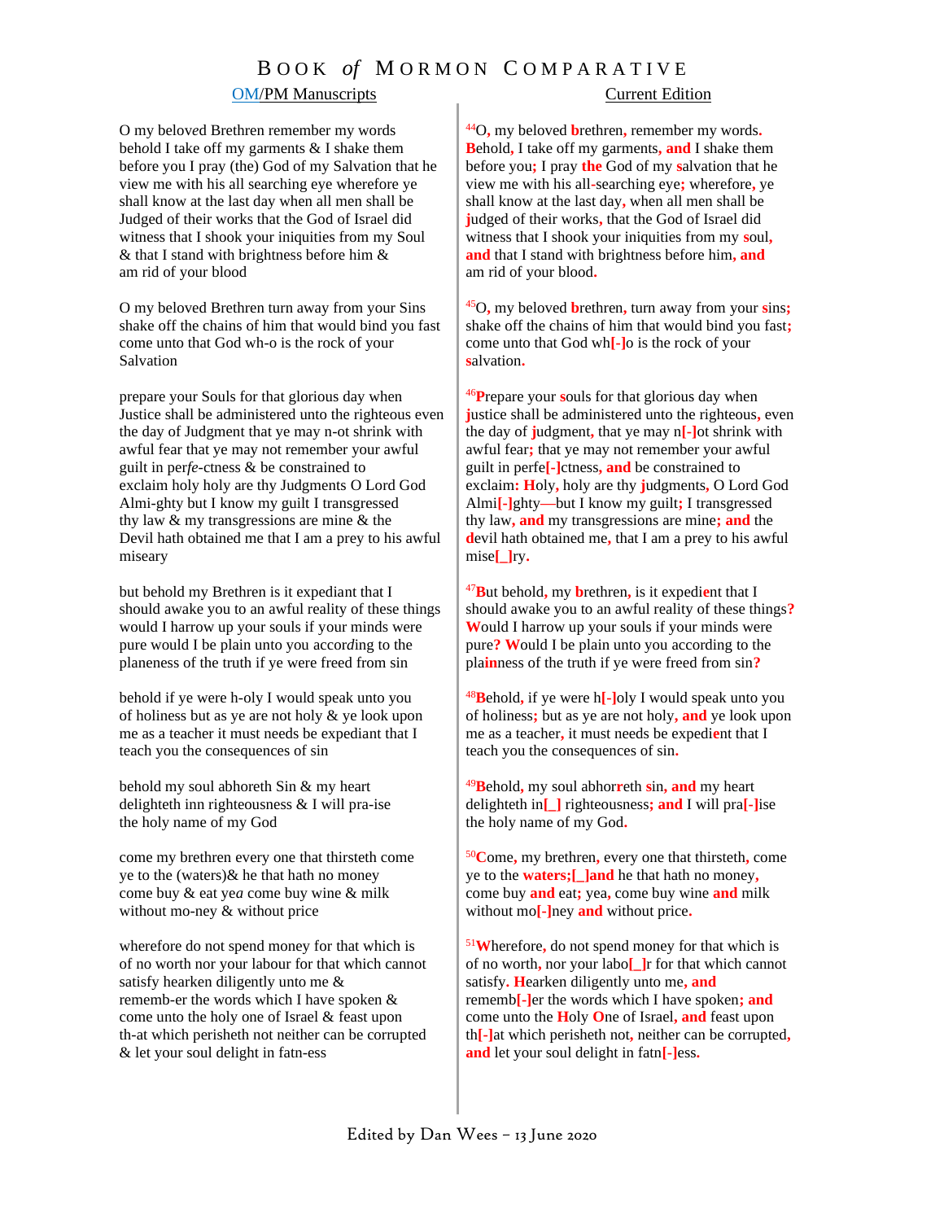# BOOK *of* MORMON COMPARATIVE

| OM/PM Manuscripts | Current Edition |
|---|---|
| O my belove*d* Brethren remember my words beho*l*d I take off my garments & I shake them before you I pray (the) God of my Salvation that he view me with his all searching eye wherefore ye shall know at the last day when all men shall be Judged of their works that the God of Israel did witness that I shook your iniquities from my Soul & that I stand with brightness before him & am rid of your blood | [44]O, my beloved brethren, remember my words. Behold, I take off my garments, and I shake them before you; I pray the God of my salvation that he view me with his all-searching eye; wherefore, ye shall know at the last day, when all men shall be judged of their works, that the God of Israel did witness that I shook your iniquities from my soul, and that I stand with brightness before him, and am rid of your blood. |
| O my beloved Brethren turn away from your Sins shake off the chains of him that would bind you fast come unto that God wh-o is the rock of your Salvation | [45]O, my beloved brethren, turn away from your sins; shake off the chains of him that would bind you fast; come unto that God wh[-]o is the rock of your salvation. |
| prepare your Souls for that glorious day when Justice shall be administered unto the righteous even the day of Judgment that ye may n-ot shrink with awful fear that ye may not remember your awful guilt in per*fe*-ctness & be constrained to exclaim holy holy are thy Judgments O Lord God Almi-ghty but I know my guilt I transgressed thy law & my transgressions are mine & the Devil hath obtained me that I am a prey to his awful miseary | [46]Prepare your souls for that glorious day when justice shall be administered unto the righteous, even the day of judgment, that ye may n[-]ot shrink with awful fear; that ye may not remember your awful guilt in perfe[-]ctness, and be constrained to exclaim: Holy, holy are thy judgments, O Lord God Almi[-]ghty—but I know my guilt; I transgressed thy law, and my transgressions are mine; and the devil hath obtained me, that I am a prey to his awful mise[_]ry. |
| but behold my Brethren is it expediant that I should awake you to an awful reality of these things would I harrow up your souls if your minds were pure would I be plain unto you accor*d*ing to the planeness of the truth if ye were freed from sin | [47]But behold, my brethren, is it expedient that I should awake you to an awful reality of these things? Would I harrow up your souls if your minds were pure? Would I be plain unto you according to the plainness of the truth if ye were freed from sin? |
| behold if ye were h-oly I would speak unto you of holiness but as ye are not holy & ye look upon me as a teacher it must needs be expediant that I teach you the consequences of sin | [48]Behold, if ye were h[-]oly I would speak unto you of holiness; but as ye are not holy, and ye look upon me as a teacher, it must needs be expedient that I teach you the consequences of sin. |
| behold my soul abhoreth Sin & my heart delighteth inn righteousness & I will pra-ise the holy name of my God | [49]Behold, my soul abhorreth sin, and my heart delighteth in[_] righteousness; and I will pra[-]ise the holy name of my God. |
| come my brethren every one that thirsteth come ye to the (waters)& he that hath no money come buy & eat ye*a* come buy wine & milk without mo-ney & without price | [50]Come, my brethren, every one that thirsteth, come ye to the waters;[_]and he that hath no money, come buy and eat; yea, come buy wine and milk without mo[-]ney and without price. |
| wherefore do not spend money for that which is of no worth nor your labour for that which cannot satisfy hearken diligently unto me & rememb-er the words which I have spoken & come unto the holy one of Israel & feast upon th-at which perisheth not neither can be corrupted & let your soul delight in fatn-ess | [51]Wherefore, do not spend money for that which is of no worth, nor your labo[_]r for that which cannot satisfy. Hearken diligently unto me, and rememb[-]er the words which I have spoken; and come unto the Holy One of Israel, and feast upon th[-]at which perisheth not, neither can be corrupted, and let your soul delight in fatn[-]ess. |

Edited by Dan Wees – 13 June 2020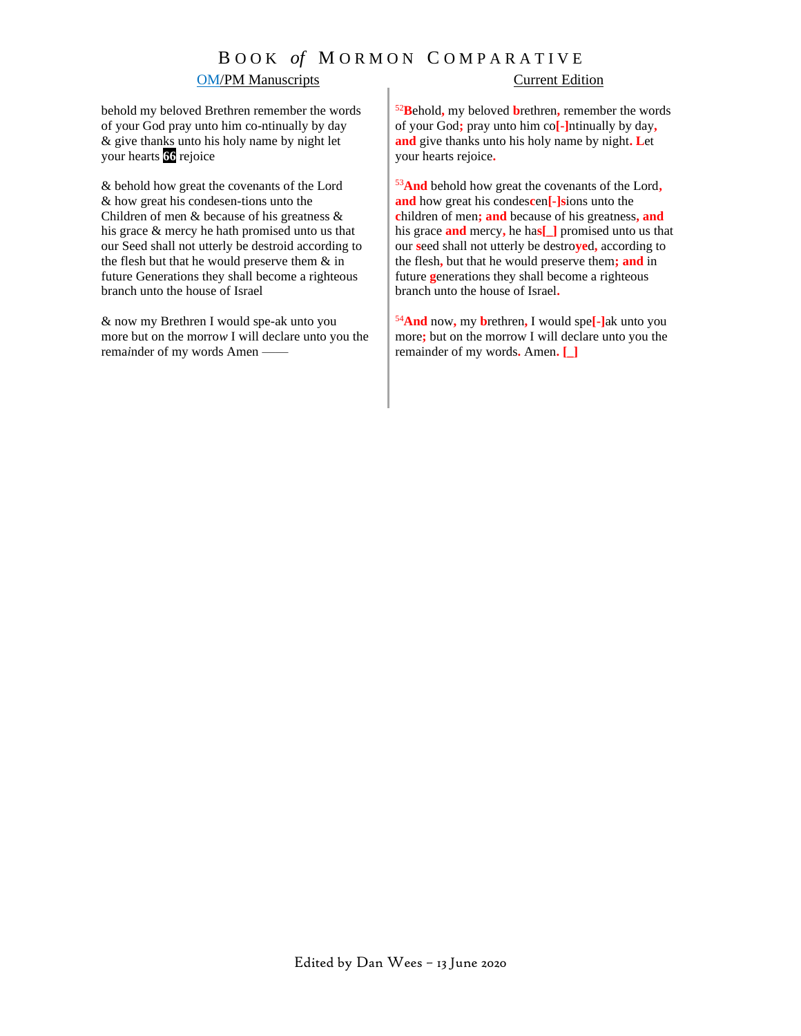# Book *of* Mormon Comparative

| OM/PM Manuscripts | Current Edition |
|---|---|
| behold my beloved Brethren remember the words of your God pray unto him co-ntinually by day & give thanks unto his holy name by night let your hearts **66** rejoice | [52]**B**ehold**,** my beloved **b**rethren**,** remember the words of your God**;** pray unto him co**[-]**ntinually by day**,** **and** give thanks unto his holy name by night**. L**et your hearts rejoice**.** |
| & behold how great the covenants of the Lord & how great his condesen-tions unto the Children of men & because of his greatness & his grace & mercy he hath promised unto us that our Seed shall not utterly be destroid according to the flesh but that he would preserve them & in future Generations they shall become a righteous branch unto the house of Israel | [53]**And** behold how great the covenants of the Lord**,** **and** how great his condes**c**en**[-]s**ions unto the **c**hildren of men**; and** because of his greatness**, and** his grace **and** mercy**,** he ha**s[_]** promised unto us that our **s**eed shall not utterly be destro**ye**d**,** according to the flesh**,** but that he would preserve them**; and** in future **g**enerations they shall become a righteous branch unto the house of Israel**.** |
| & now my Brethren I would spe-ak unto you more but on the morrow I will declare unto you the rema*i*nder of my words Amen —— | [54]**And** now**,** my **b**rethren**,** I would spe**[-]**ak unto you more**;** but on the morrow I will declare unto you the remainder of my words**.** Amen**. [_]** |

Edited by Dan Wees – 13 June 2020